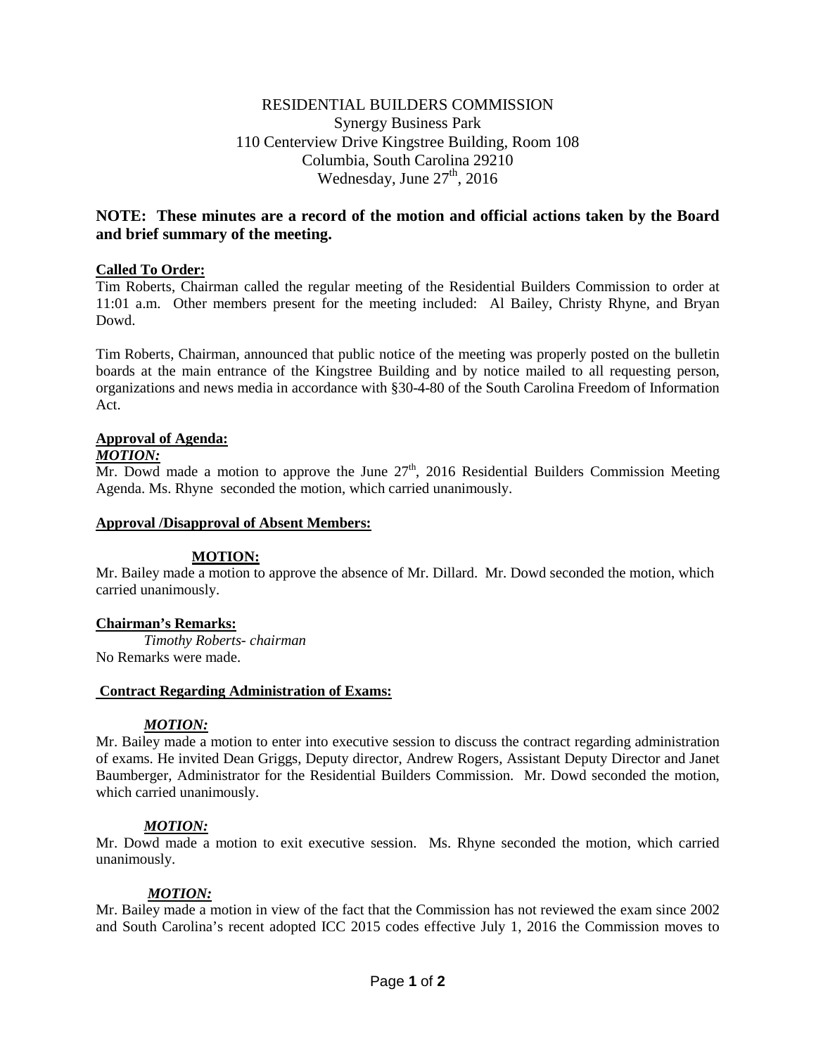RESIDENTIAL BUILDERS COMMISSION
Synergy Business Park
110 Centerview Drive Kingstree Building, Room 108
Columbia, South Carolina 29210
Wednesday, June 27th, 2016

**NOTE: These minutes are a record of the motion and official actions taken by the Board and brief summary of the meeting.**

**Called To Order:**

Tim Roberts, Chairman called the regular meeting of the Residential Builders Commission to order at 11:01 a.m. Other members present for the meeting included: Al Bailey, Christy Rhyne, and Bryan Dowd.

Tim Roberts, Chairman, announced that public notice of the meeting was properly posted on the bulletin boards at the main entrance of the Kingstree Building and by notice mailed to all requesting person, organizations and news media in accordance with §30-4-80 of the South Carolina Freedom of Information Act.

**Approval of Agenda:**

***MOTION:***

Mr. Dowd made a motion to approve the June 27th, 2016 Residential Builders Commission Meeting Agenda. Ms. Rhyne seconded the motion, which carried unanimously.

**Approval /Disapproval of Absent Members:**

**MOTION:**

Mr. Bailey made a motion to approve the absence of Mr. Dillard. Mr. Dowd seconded the motion, which carried unanimously.

**Chairman's Remarks:**

*Timothy Roberts- chairman*

No Remarks were made.

**Contract Regarding Administration of Exams:**

***MOTION:***

Mr. Bailey made a motion to enter into executive session to discuss the contract regarding administration of exams. He invited Dean Griggs, Deputy director, Andrew Rogers, Assistant Deputy Director and Janet Baumberger, Administrator for the Residential Builders Commission. Mr. Dowd seconded the motion, which carried unanimously.

***MOTION:***

Mr. Dowd made a motion to exit executive session. Ms. Rhyne seconded the motion, which carried unanimously.

***MOTION:***

Mr. Bailey made a motion in view of the fact that the Commission has not reviewed the exam since 2002 and South Carolina's recent adopted ICC 2015 codes effective July 1, 2016 the Commission moves to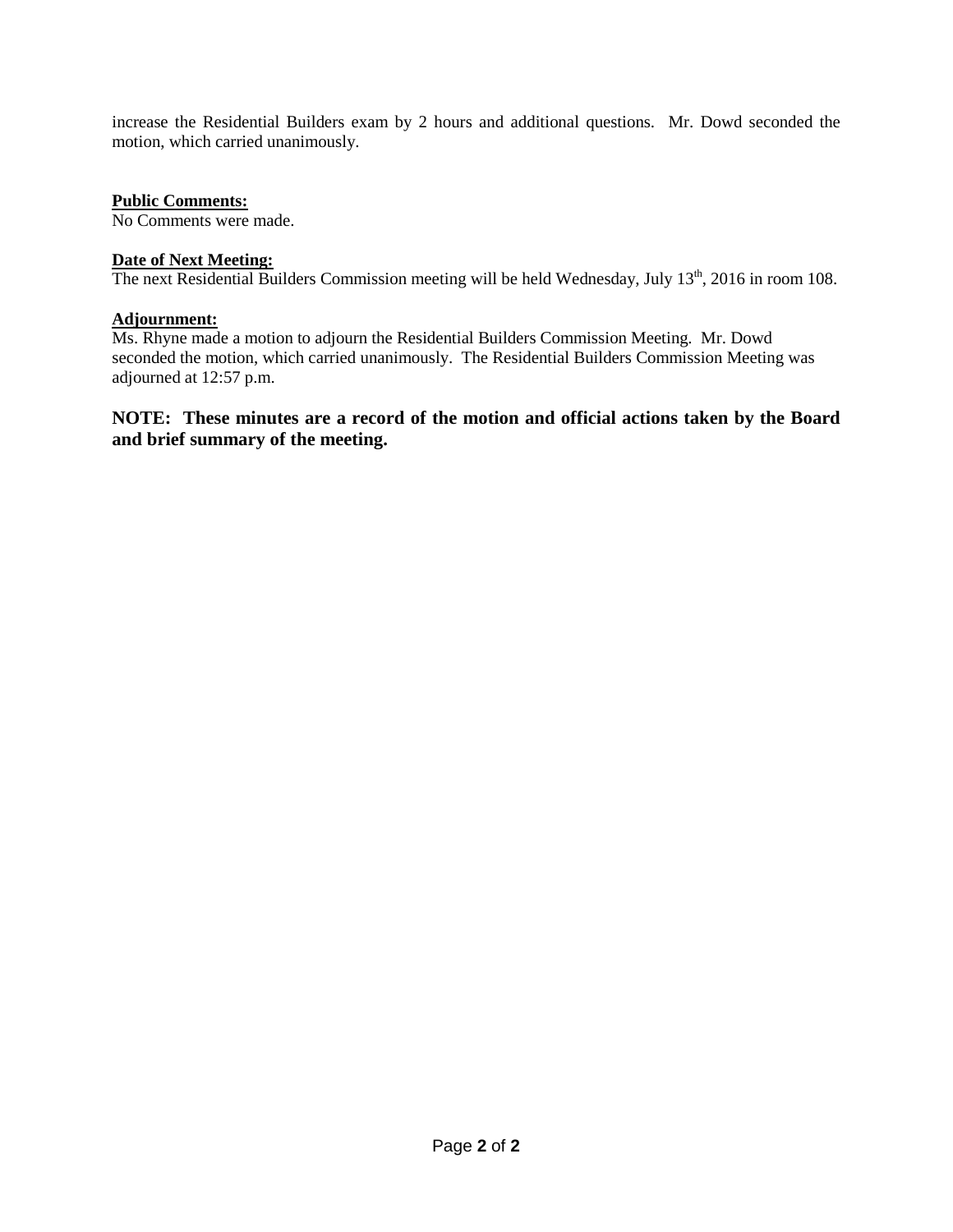increase the Residential Builders exam by 2 hours and additional questions. Mr. Dowd seconded the motion, which carried unanimously.

**Public Comments:**
No Comments were made.

**Date of Next Meeting:**
The next Residential Builders Commission meeting will be held Wednesday, July 13th, 2016 in room 108.

**Adjournment:**
Ms. Rhyne made a motion to adjourn the Residential Builders Commission Meeting. Mr. Dowd seconded the motion, which carried unanimously. The Residential Builders Commission Meeting was adjourned at 12:57 p.m.

**NOTE: These minutes are a record of the motion and official actions taken by the Board and brief summary of the meeting.**